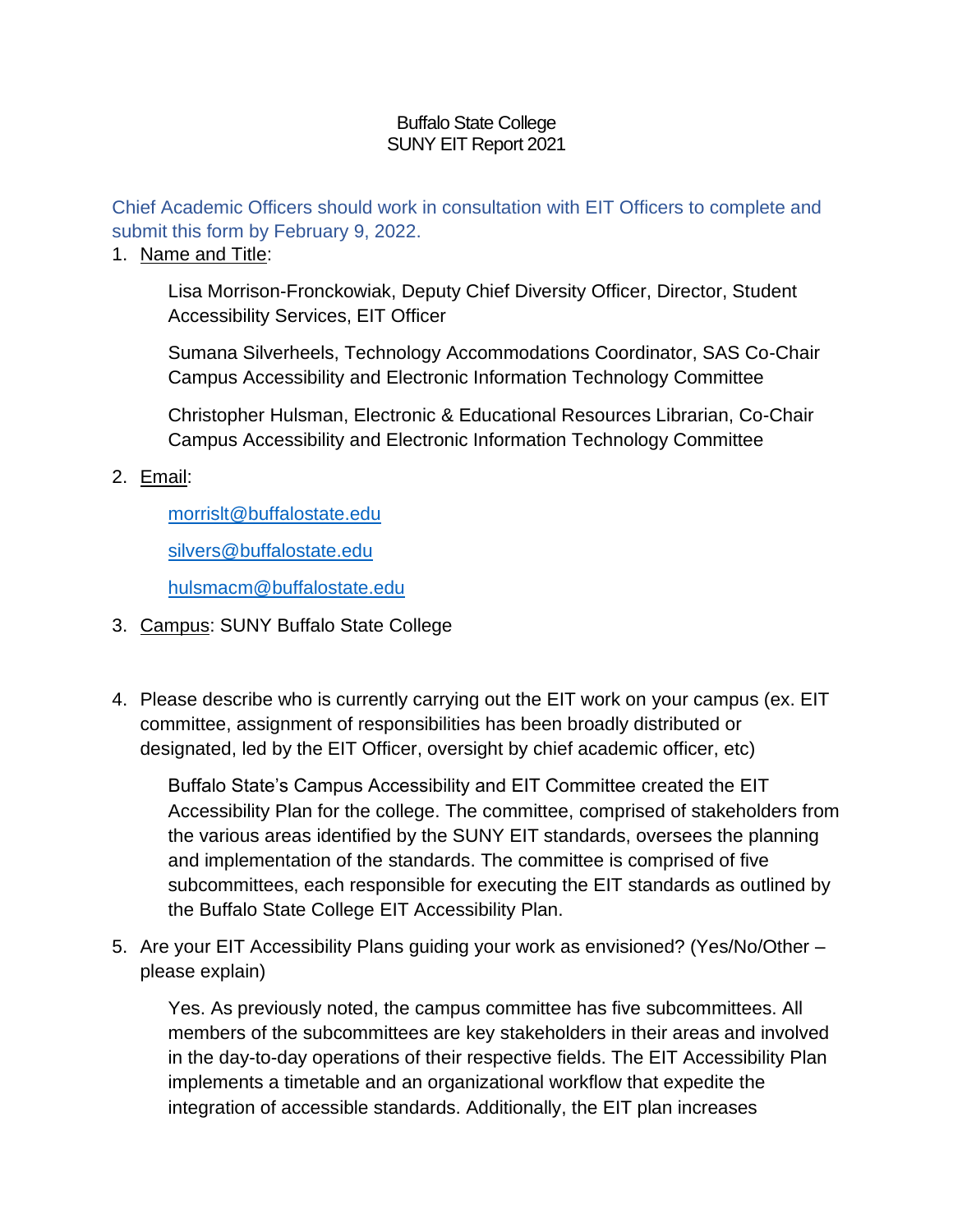Buffalo State College
SUNY EIT Report 2021

Chief Academic Officers should work in consultation with EIT Officers to complete and submit this form by February 9, 2022.

1. Name and Title:

   Lisa Morrison-Fronckowiak, Deputy Chief Diversity Officer, Director, Student Accessibility Services, EIT Officer

   Sumana Silverheels, Technology Accommodations Coordinator, SAS Co-Chair Campus Accessibility and Electronic Information Technology Committee

   Christopher Hulsman, Electronic & Educational Resources Librarian, Co-Chair Campus Accessibility and Electronic Information Technology Committee

2. Email:

   morrislt@buffalostate.edu

   silvers@buffalostate.edu

   hulsmacm@buffalostate.edu

3. Campus: SUNY Buffalo State College

4. Please describe who is currently carrying out the EIT work on your campus (ex. EIT committee, assignment of responsibilities has been broadly distributed or designated, led by the EIT Officer, oversight by chief academic officer, etc)

   Buffalo State's Campus Accessibility and EIT Committee created the EIT Accessibility Plan for the college. The committee, comprised of stakeholders from the various areas identified by the SUNY EIT standards, oversees the planning and implementation of the standards. The committee is comprised of five subcommittees, each responsible for executing the EIT standards as outlined by the Buffalo State College EIT Accessibility Plan.

5. Are your EIT Accessibility Plans guiding your work as envisioned? (Yes/No/Other – please explain)

   Yes. As previously noted, the campus committee has five subcommittees. All members of the subcommittees are key stakeholders in their areas and involved in the day-to-day operations of their respective fields. The EIT Accessibility Plan implements a timetable and an organizational workflow that expedite the integration of accessible standards. Additionally, the EIT plan increases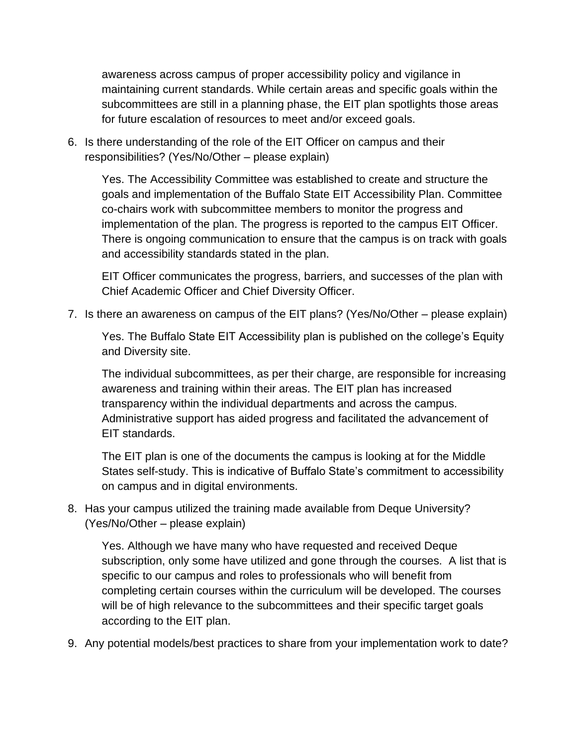awareness across campus of proper accessibility policy and vigilance in maintaining current standards. While certain areas and specific goals within the subcommittees are still in a planning phase, the EIT plan spotlights those areas for future escalation of resources to meet and/or exceed goals.

6. Is there understanding of the role of the EIT Officer on campus and their responsibilities? (Yes/No/Other – please explain)

   Yes. The Accessibility Committee was established to create and structure the goals and implementation of the Buffalo State EIT Accessibility Plan. Committee co-chairs work with subcommittee members to monitor the progress and implementation of the plan. The progress is reported to the campus EIT Officer. There is ongoing communication to ensure that the campus is on track with goals and accessibility standards stated in the plan.

   EIT Officer communicates the progress, barriers, and successes of the plan with Chief Academic Officer and Chief Diversity Officer.

7. Is there an awareness on campus of the EIT plans? (Yes/No/Other – please explain)

   Yes. The Buffalo State EIT Accessibility plan is published on the college's Equity and Diversity site.

   The individual subcommittees, as per their charge, are responsible for increasing awareness and training within their areas. The EIT plan has increased transparency within the individual departments and across the campus. Administrative support has aided progress and facilitated the advancement of EIT standards.

   The EIT plan is one of the documents the campus is looking at for the Middle States self-study. This is indicative of Buffalo State's commitment to accessibility on campus and in digital environments.

8. Has your campus utilized the training made available from Deque University? (Yes/No/Other – please explain)

   Yes. Although we have many who have requested and received Deque subscription, only some have utilized and gone through the courses. A list that is specific to our campus and roles to professionals who will benefit from completing certain courses within the curriculum will be developed. The courses will be of high relevance to the subcommittees and their specific target goals according to the EIT plan.

9. Any potential models/best practices to share from your implementation work to date?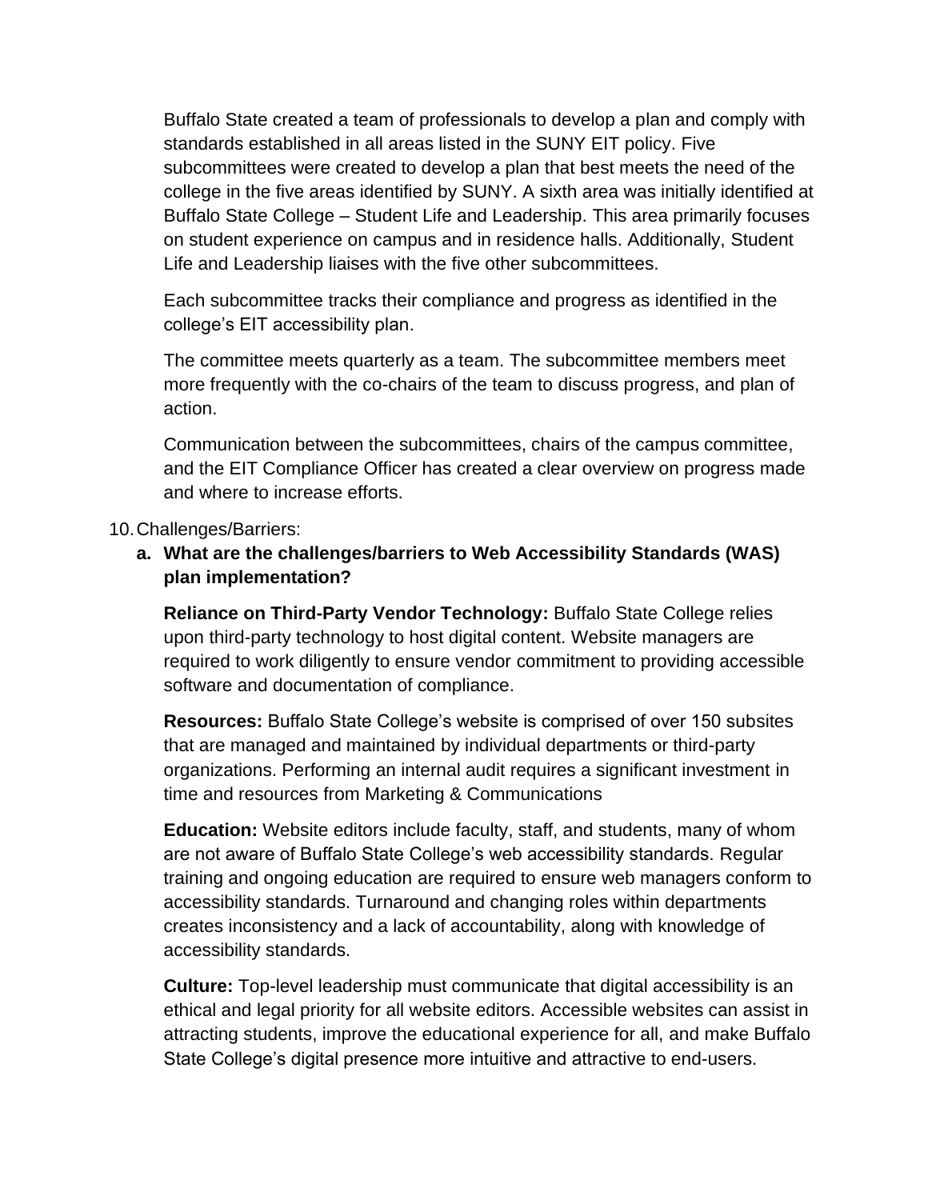Buffalo State created a team of professionals to develop a plan and comply with standards established in all areas listed in the SUNY EIT policy. Five subcommittees were created to develop a plan that best meets the need of the college in the five areas identified by SUNY. A sixth area was initially identified at Buffalo State College – Student Life and Leadership. This area primarily focuses on student experience on campus and in residence halls. Additionally, Student Life and Leadership liaises with the five other subcommittees.

Each subcommittee tracks their compliance and progress as identified in the college's EIT accessibility plan.

The committee meets quarterly as a team. The subcommittee members meet more frequently with the co-chairs of the team to discuss progress, and plan of action.

Communication between the subcommittees, chairs of the campus committee, and the EIT Compliance Officer has created a clear overview on progress made and where to increase efforts.

10. Challenges/Barriers:

   a. **What are the challenges/barriers to Web Accessibility Standards (WAS) plan implementation?**

   **Reliance on Third-Party Vendor Technology:** Buffalo State College relies upon third-party technology to host digital content. Website managers are required to work diligently to ensure vendor commitment to providing accessible software and documentation of compliance.

   **Resources:** Buffalo State College's website is comprised of over 150 subsites that are managed and maintained by individual departments or third-party organizations. Performing an internal audit requires a significant investment in time and resources from Marketing & Communications

   **Education:** Website editors include faculty, staff, and students, many of whom are not aware of Buffalo State College's web accessibility standards. Regular training and ongoing education are required to ensure web managers conform to accessibility standards. Turnaround and changing roles within departments creates inconsistency and a lack of accountability, along with knowledge of accessibility standards.

   **Culture:** Top-level leadership must communicate that digital accessibility is an ethical and legal priority for all website editors. Accessible websites can assist in attracting students, improve the educational experience for all, and make Buffalo State College's digital presence more intuitive and attractive to end-users.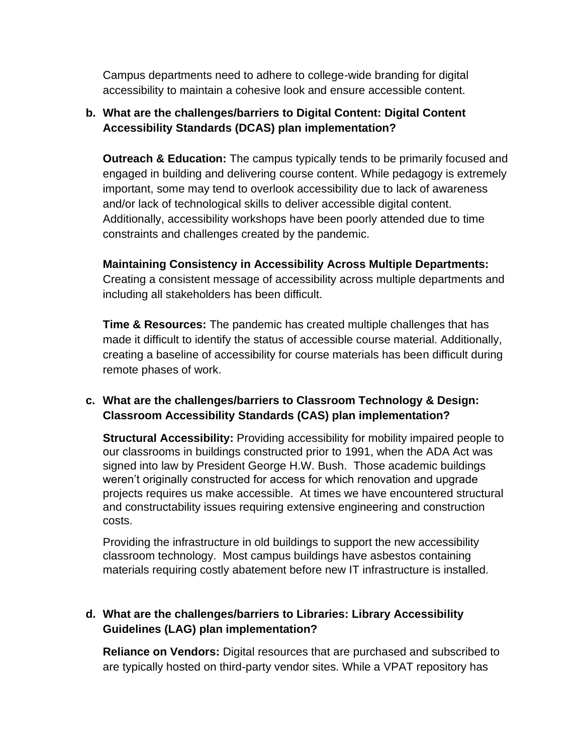Campus departments need to adhere to college-wide branding for digital accessibility to maintain a cohesive look and ensure accessible content.

**b. What are the challenges/barriers to Digital Content: Digital Content Accessibility Standards (DCAS) plan implementation?**

**Outreach & Education:** The campus typically tends to be primarily focused and engaged in building and delivering course content. While pedagogy is extremely important, some may tend to overlook accessibility due to lack of awareness and/or lack of technological skills to deliver accessible digital content. Additionally, accessibility workshops have been poorly attended due to time constraints and challenges created by the pandemic.

**Maintaining Consistency in Accessibility Across Multiple Departments:** Creating a consistent message of accessibility across multiple departments and including all stakeholders has been difficult.

**Time & Resources:** The pandemic has created multiple challenges that has made it difficult to identify the status of accessible course material. Additionally, creating a baseline of accessibility for course materials has been difficult during remote phases of work.

**c. What are the challenges/barriers to Classroom Technology & Design: Classroom Accessibility Standards (CAS) plan implementation?**

**Structural Accessibility:** Providing accessibility for mobility impaired people to our classrooms in buildings constructed prior to 1991, when the ADA Act was signed into law by President George H.W. Bush. Those academic buildings weren't originally constructed for access for which renovation and upgrade projects requires us make accessible. At times we have encountered structural and constructability issues requiring extensive engineering and construction costs.

Providing the infrastructure in old buildings to support the new accessibility classroom technology. Most campus buildings have asbestos containing materials requiring costly abatement before new IT infrastructure is installed.

**d. What are the challenges/barriers to Libraries: Library Accessibility Guidelines (LAG) plan implementation?**

**Reliance on Vendors:** Digital resources that are purchased and subscribed to are typically hosted on third-party vendor sites. While a VPAT repository has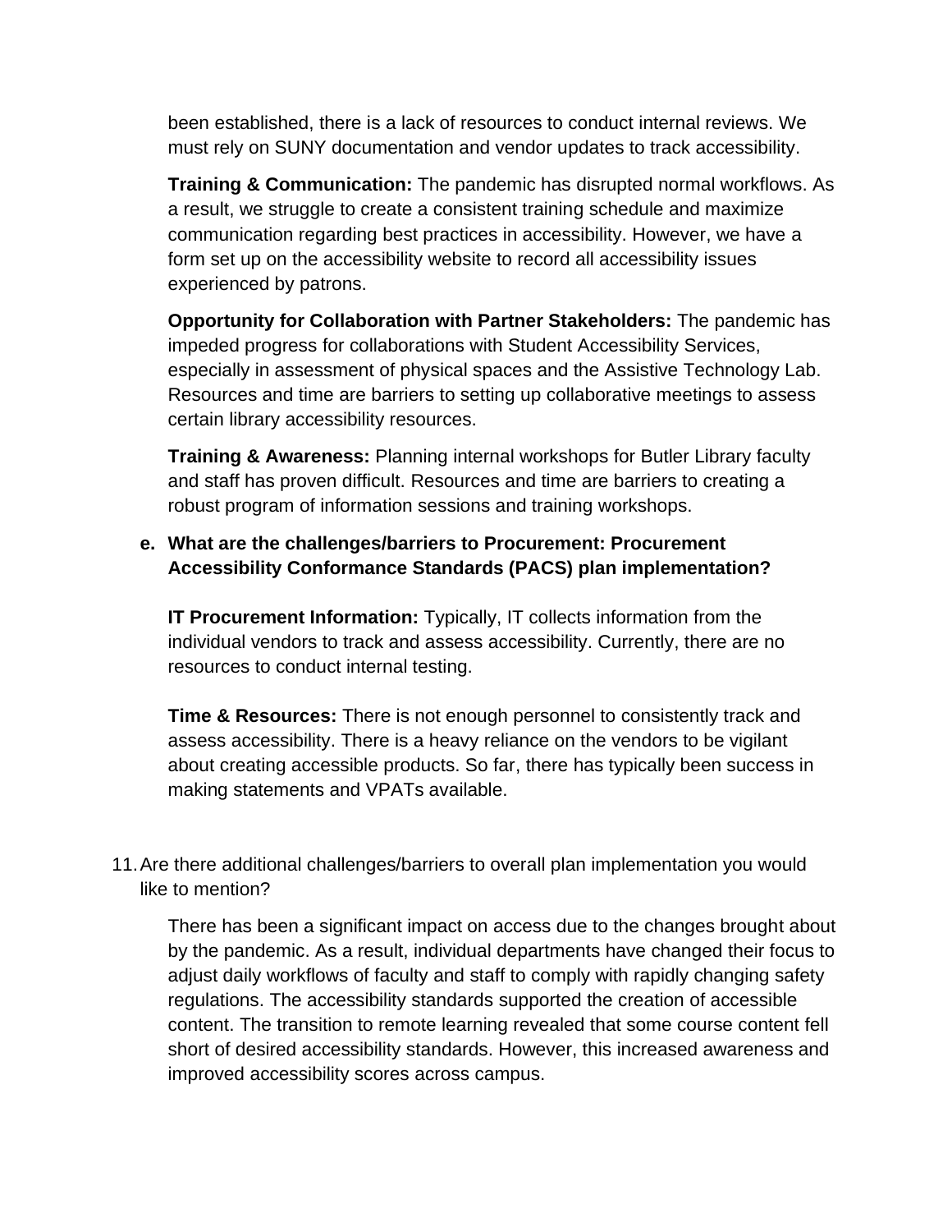been established, there is a lack of resources to conduct internal reviews. We must rely on SUNY documentation and vendor updates to track accessibility.

**Training & Communication:** The pandemic has disrupted normal workflows. As a result, we struggle to create a consistent training schedule and maximize communication regarding best practices in accessibility. However, we have a form set up on the accessibility website to record all accessibility issues experienced by patrons.

**Opportunity for Collaboration with Partner Stakeholders:** The pandemic has impeded progress for collaborations with Student Accessibility Services, especially in assessment of physical spaces and the Assistive Technology Lab. Resources and time are barriers to setting up collaborative meetings to assess certain library accessibility resources.

**Training & Awareness:** Planning internal workshops for Butler Library faculty and staff has proven difficult. Resources and time are barriers to creating a robust program of information sessions and training workshops.

**e. What are the challenges/barriers to Procurement: Procurement Accessibility Conformance Standards (PACS) plan implementation?**

**IT Procurement Information:** Typically, IT collects information from the individual vendors to track and assess accessibility. Currently, there are no resources to conduct internal testing.

**Time & Resources:** There is not enough personnel to consistently track and assess accessibility. There is a heavy reliance on the vendors to be vigilant about creating accessible products. So far, there has typically been success in making statements and VPATs available.

11. Are there additional challenges/barriers to overall plan implementation you would like to mention?

There has been a significant impact on access due to the changes brought about by the pandemic. As a result, individual departments have changed their focus to adjust daily workflows of faculty and staff to comply with rapidly changing safety regulations. The accessibility standards supported the creation of accessible content. The transition to remote learning revealed that some course content fell short of desired accessibility standards. However, this increased awareness and improved accessibility scores across campus.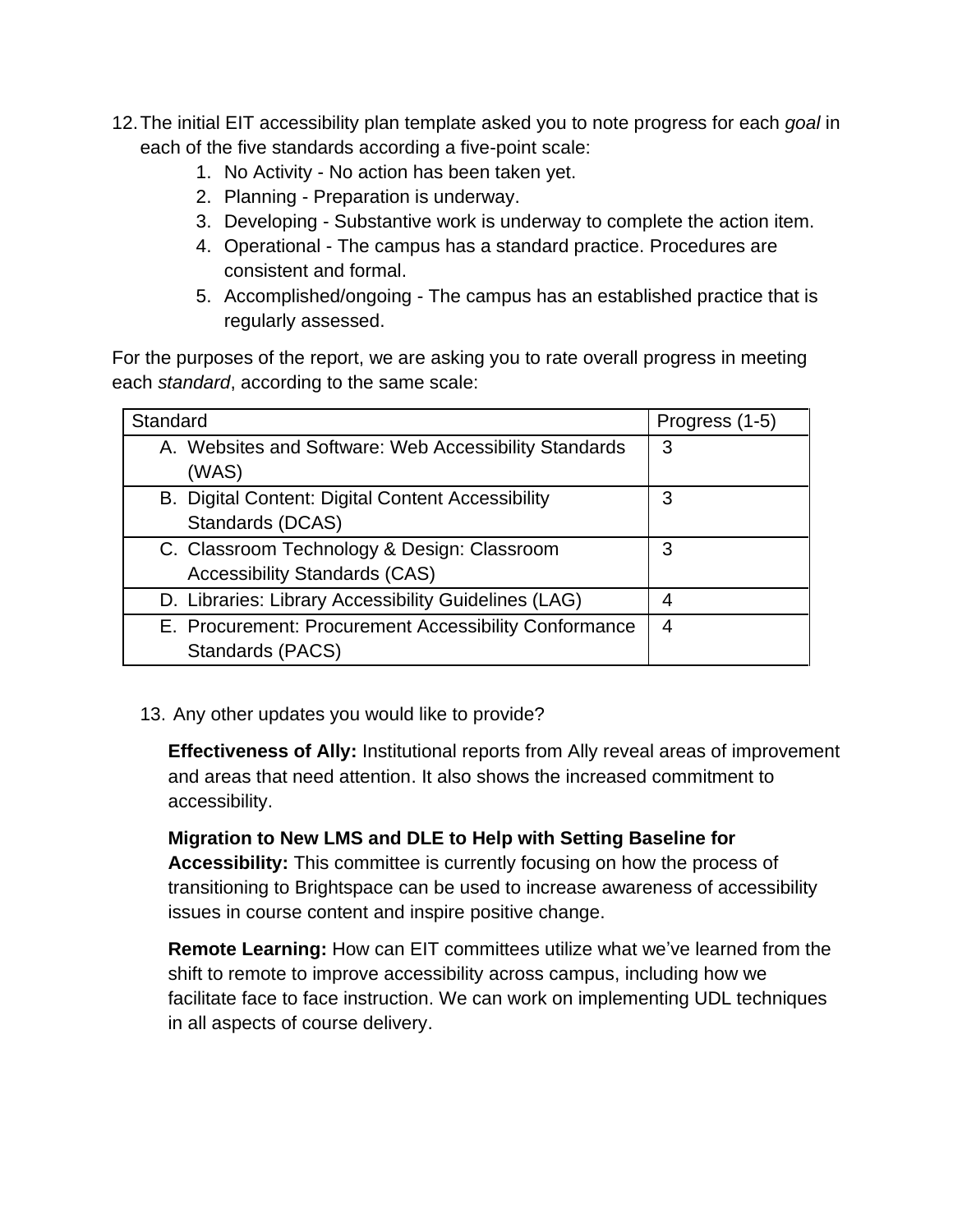12. The initial EIT accessibility plan template asked you to note progress for each *goal* in each of the five standards according a five-point scale:
    1. No Activity - No action has been taken yet.
    2. Planning - Preparation is underway.
    3. Developing - Substantive work is underway to complete the action item.
    4. Operational - The campus has a standard practice. Procedures are consistent and formal.
    5. Accomplished/ongoing - The campus has an established practice that is regularly assessed.

For the purposes of the report, we are asking you to rate overall progress in meeting each *standard*, according to the same scale:

| Standard | Progress (1-5) |
| --- | --- |
| A. Websites and Software: Web Accessibility Standards (WAS) | 3 |
| B. Digital Content: Digital Content Accessibility Standards (DCAS) | 3 |
| C. Classroom Technology & Design: Classroom Accessibility Standards (CAS) | 3 |
| D. Libraries: Library Accessibility Guidelines (LAG) | 4 |
| E. Procurement: Procurement Accessibility Conformance Standards (PACS) | 4 |

13. Any other updates you would like to provide?

    **Effectiveness of Ally:** Institutional reports from Ally reveal areas of improvement and areas that need attention. It also shows the increased commitment to accessibility.

    **Migration to New LMS and DLE to Help with Setting Baseline for Accessibility:** This committee is currently focusing on how the process of transitioning to Brightspace can be used to increase awareness of accessibility issues in course content and inspire positive change.

    **Remote Learning:** How can EIT committees utilize what we've learned from the shift to remote to improve accessibility across campus, including how we facilitate face to face instruction. We can work on implementing UDL techniques in all aspects of course delivery.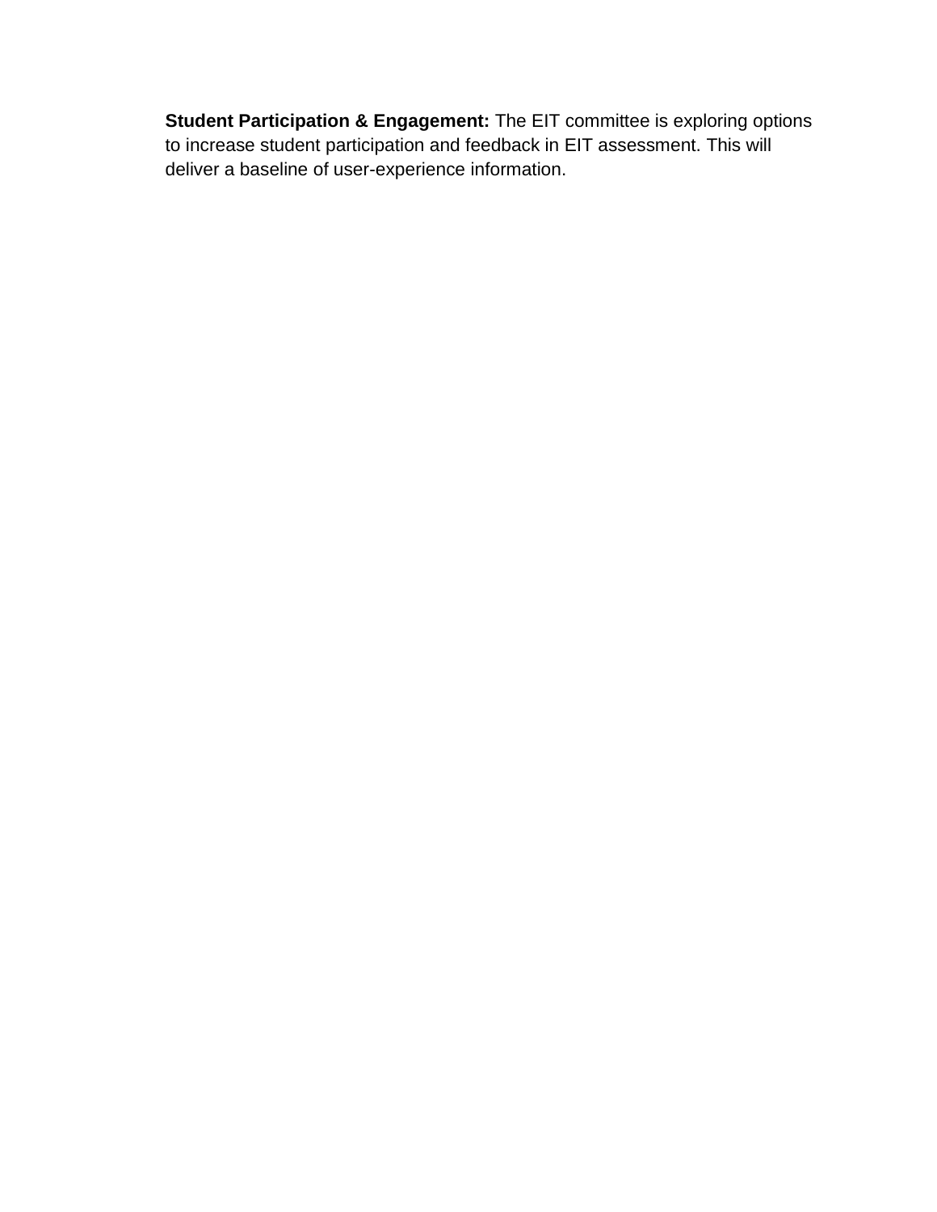**Student Participation & Engagement:** The EIT committee is exploring options to increase student participation and feedback in EIT assessment. This will deliver a baseline of user-experience information.